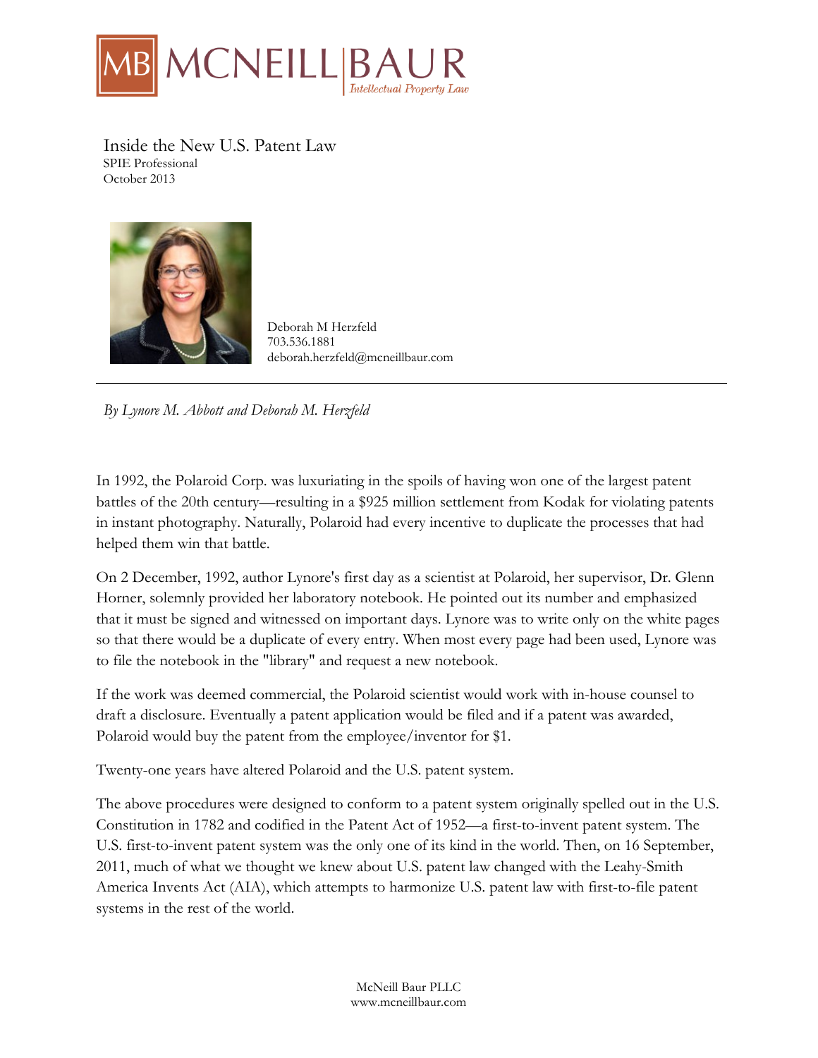MB MCNEILL BAUR
Intellectual Property Law

# Inside the New U.S. Patent Law

SPIE Professional
October 2013

Deborah M Herzfeld
703.536.1881
deborah.herzfeld@mcneillbaur.com

---

*By Lynore M. Abbott and Deborah M. Herzfeld*

In 1992, the Polaroid Corp. was luxuriating in the spoils of having won one of the largest patent battles of the 20th century—resulting in a $925 million settlement from Kodak for violating patents in instant photography. Naturally, Polaroid had every incentive to duplicate the processes that had helped them win that battle.

On 2 December, 1992, author Lynore's first day as a scientist at Polaroid, her supervisor, Dr. Glenn Horner, solemnly provided her laboratory notebook. He pointed out its number and emphasized that it must be signed and witnessed on important days. Lynore was to write only on the white pages so that there would be a duplicate of every entry. When most every page had been used, Lynore was to file the notebook in the "library" and request a new notebook.

If the work was deemed commercial, the Polaroid scientist would work with in-house counsel to draft a disclosure. Eventually a patent application would be filed and if a patent was awarded, Polaroid would buy the patent from the employee/inventor for $1.

Twenty-one years have altered Polaroid and the U.S. patent system.

The above procedures were designed to conform to a patent system originally spelled out in the U.S. Constitution in 1782 and codified in the Patent Act of 1952—a first-to-invent patent system. The U.S. first-to-invent patent system was the only one of its kind in the world. Then, on 16 September, 2011, much of what we thought we knew about U.S. patent law changed with the Leahy-Smith America Invents Act (AIA), which attempts to harmonize U.S. patent law with first-to-file patent systems in the rest of the world.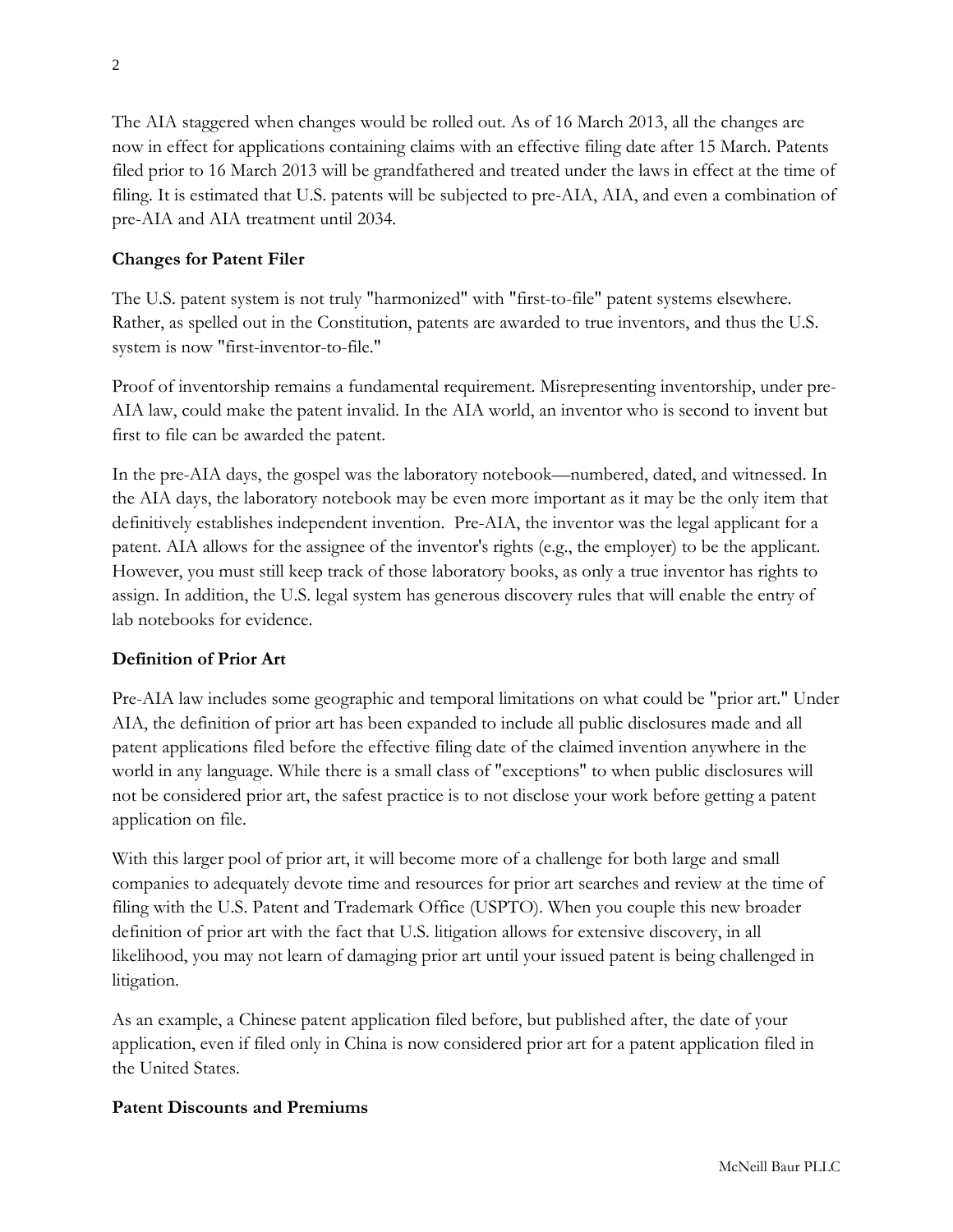The AIA staggered when changes would be rolled out. As of 16 March 2013, all the changes are now in effect for applications containing claims with an effective filing date after 15 March. Patents filed prior to 16 March 2013 will be grandfathered and treated under the laws in effect at the time of filing. It is estimated that U.S. patents will be subjected to pre-AIA, AIA, and even a combination of pre-AIA and AIA treatment until 2034.

**Changes for Patent Filer**

The U.S. patent system is not truly "harmonized" with "first-to-file" patent systems elsewhere. Rather, as spelled out in the Constitution, patents are awarded to true inventors, and thus the U.S. system is now "first-inventor-to-file."

Proof of inventorship remains a fundamental requirement. Misrepresenting inventorship, under pre-AIA law, could make the patent invalid. In the AIA world, an inventor who is second to invent but first to file can be awarded the patent.

In the pre-AIA days, the gospel was the laboratory notebook—numbered, dated, and witnessed. In the AIA days, the laboratory notebook may be even more important as it may be the only item that definitively establishes independent invention. Pre-AIA, the inventor was the legal applicant for a patent. AIA allows for the assignee of the inventor's rights (e.g., the employer) to be the applicant. However, you must still keep track of those laboratory books, as only a true inventor has rights to assign. In addition, the U.S. legal system has generous discovery rules that will enable the entry of lab notebooks for evidence.

**Definition of Prior Art**

Pre-AIA law includes some geographic and temporal limitations on what could be "prior art." Under AIA, the definition of prior art has been expanded to include all public disclosures made and all patent applications filed before the effective filing date of the claimed invention anywhere in the world in any language. While there is a small class of "exceptions" to when public disclosures will not be considered prior art, the safest practice is to not disclose your work before getting a patent application on file.

With this larger pool of prior art, it will become more of a challenge for both large and small companies to adequately devote time and resources for prior art searches and review at the time of filing with the U.S. Patent and Trademark Office (USPTO). When you couple this new broader definition of prior art with the fact that U.S. litigation allows for extensive discovery, in all likelihood, you may not learn of damaging prior art until your issued patent is being challenged in litigation.

As an example, a Chinese patent application filed before, but published after, the date of your application, even if filed only in China is now considered prior art for a patent application filed in the United States.

**Patent Discounts and Premiums**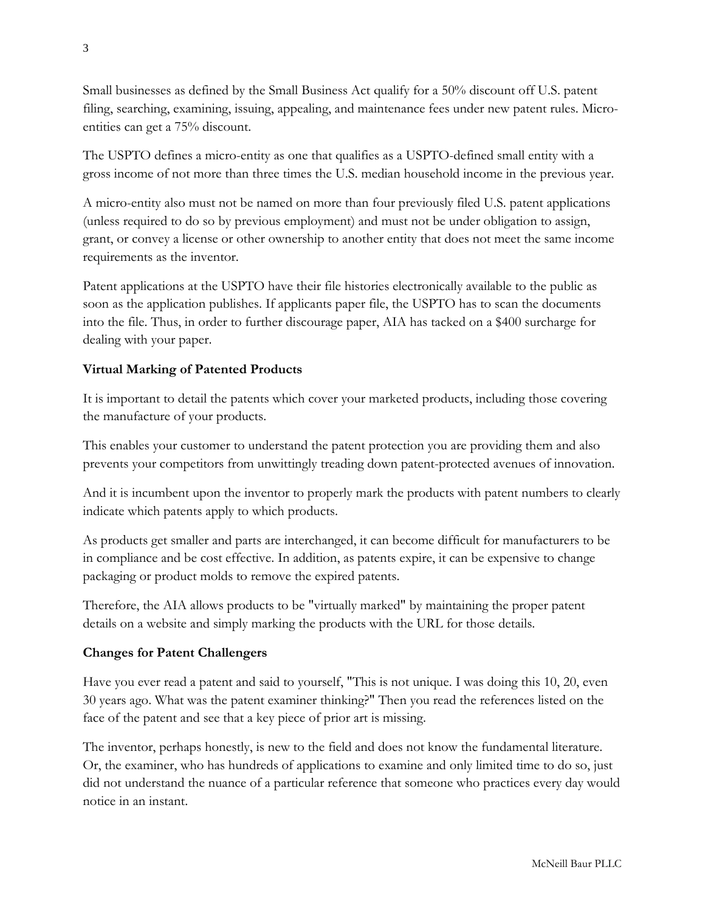Small businesses as defined by the Small Business Act qualify for a 50% discount off U.S. patent filing, searching, examining, issuing, appealing, and maintenance fees under new patent rules. Micro-entities can get a 75% discount.

The USPTO defines a micro-entity as one that qualifies as a USPTO-defined small entity with a gross income of not more than three times the U.S. median household income in the previous year.

A micro-entity also must not be named on more than four previously filed U.S. patent applications (unless required to do so by previous employment) and must not be under obligation to assign, grant, or convey a license or other ownership to another entity that does not meet the same income requirements as the inventor.

Patent applications at the USPTO have their file histories electronically available to the public as soon as the application publishes. If applicants paper file, the USPTO has to scan the documents into the file. Thus, in order to further discourage paper, AIA has tacked on a $400 surcharge for dealing with your paper.

**Virtual Marking of Patented Products**

It is important to detail the patents which cover your marketed products, including those covering the manufacture of your products.

This enables your customer to understand the patent protection you are providing them and also prevents your competitors from unwittingly treading down patent-protected avenues of innovation.

And it is incumbent upon the inventor to properly mark the products with patent numbers to clearly indicate which patents apply to which products.

As products get smaller and parts are interchanged, it can become difficult for manufacturers to be in compliance and be cost effective. In addition, as patents expire, it can be expensive to change packaging or product molds to remove the expired patents.

Therefore, the AIA allows products to be "virtually marked" by maintaining the proper patent details on a website and simply marking the products with the URL for those details.

**Changes for Patent Challengers**

Have you ever read a patent and said to yourself, "This is not unique. I was doing this 10, 20, even 30 years ago. What was the patent examiner thinking?" Then you read the references listed on the face of the patent and see that a key piece of prior art is missing.

The inventor, perhaps honestly, is new to the field and does not know the fundamental literature. Or, the examiner, who has hundreds of applications to examine and only limited time to do so, just did not understand the nuance of a particular reference that someone who practices every day would notice in an instant.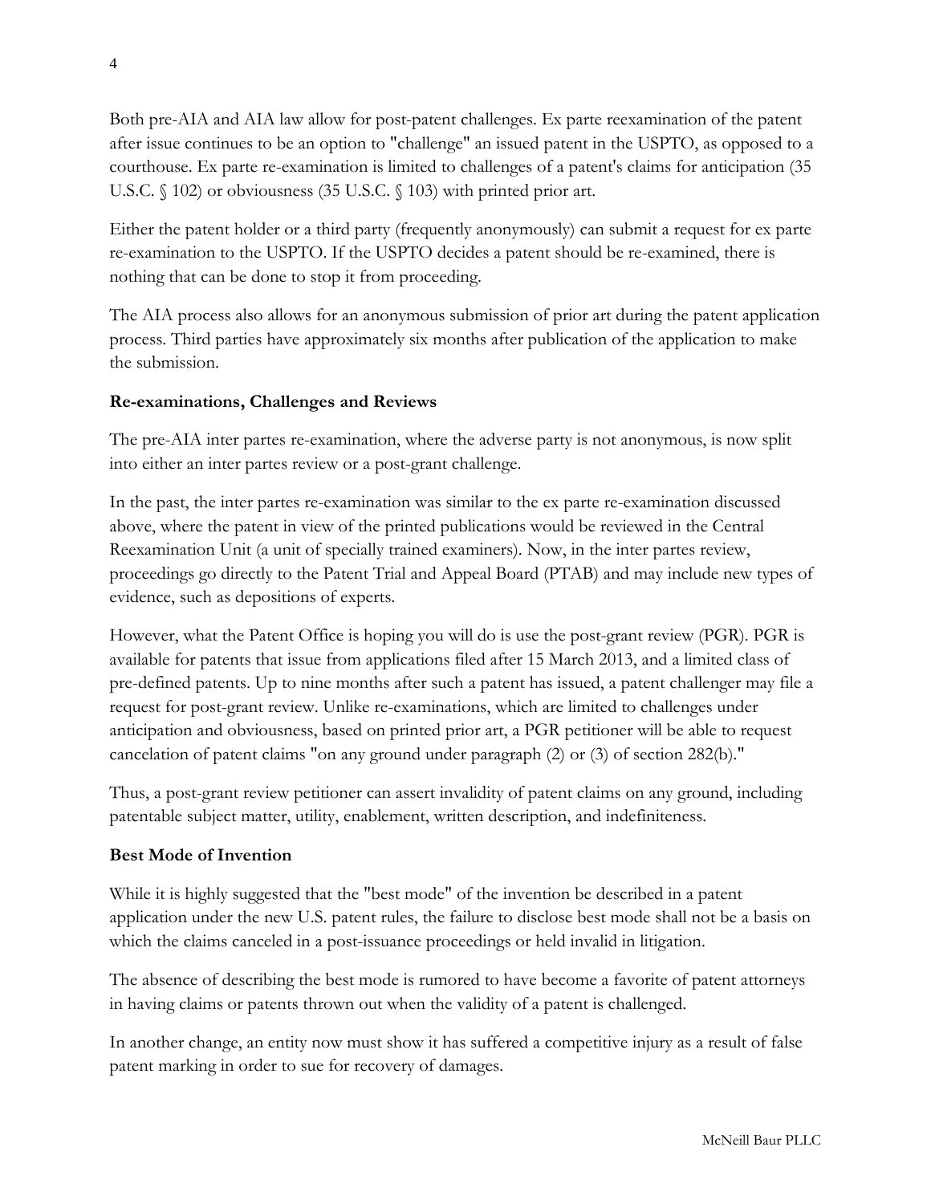Both pre-AIA and AIA law allow for post-patent challenges. Ex parte reexamination of the patent after issue continues to be an option to "challenge" an issued patent in the USPTO, as opposed to a courthouse. Ex parte re-examination is limited to challenges of a patent's claims for anticipation (35 U.S.C. § 102) or obviousness (35 U.S.C. § 103) with printed prior art.

Either the patent holder or a third party (frequently anonymously) can submit a request for ex parte re-examination to the USPTO. If the USPTO decides a patent should be re-examined, there is nothing that can be done to stop it from proceeding.

The AIA process also allows for an anonymous submission of prior art during the patent application process. Third parties have approximately six months after publication of the application to make the submission.

**Re-examinations, Challenges and Reviews**

The pre-AIA inter partes re-examination, where the adverse party is not anonymous, is now split into either an inter partes review or a post-grant challenge.

In the past, the inter partes re-examination was similar to the ex parte re-examination discussed above, where the patent in view of the printed publications would be reviewed in the Central Reexamination Unit (a unit of specially trained examiners). Now, in the inter partes review, proceedings go directly to the Patent Trial and Appeal Board (PTAB) and may include new types of evidence, such as depositions of experts.

However, what the Patent Office is hoping you will do is use the post-grant review (PGR). PGR is available for patents that issue from applications filed after 15 March 2013, and a limited class of pre-defined patents. Up to nine months after such a patent has issued, a patent challenger may file a request for post-grant review. Unlike re-examinations, which are limited to challenges under anticipation and obviousness, based on printed prior art, a PGR petitioner will be able to request cancelation of patent claims "on any ground under paragraph (2) or (3) of section 282(b)."

Thus, a post-grant review petitioner can assert invalidity of patent claims on any ground, including patentable subject matter, utility, enablement, written description, and indefiniteness.

**Best Mode of Invention**

While it is highly suggested that the "best mode" of the invention be described in a patent application under the new U.S. patent rules, the failure to disclose best mode shall not be a basis on which the claims canceled in a post-issuance proceedings or held invalid in litigation.

The absence of describing the best mode is rumored to have become a favorite of patent attorneys in having claims or patents thrown out when the validity of a patent is challenged.

In another change, an entity now must show it has suffered a competitive injury as a result of false patent marking in order to sue for recovery of damages.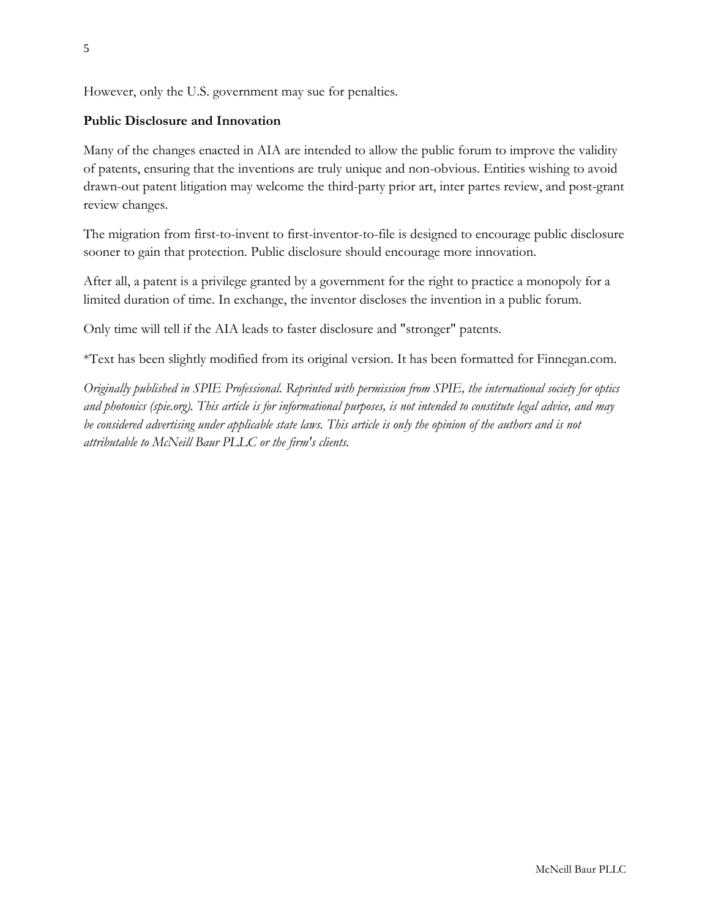However, only the U.S. government may sue for penalties.

**Public Disclosure and Innovation**

Many of the changes enacted in AIA are intended to allow the public forum to improve the validity of patents, ensuring that the inventions are truly unique and non-obvious. Entities wishing to avoid drawn-out patent litigation may welcome the third-party prior art, inter partes review, and post-grant review changes.

The migration from first-to-invent to first-inventor-to-file is designed to encourage public disclosure sooner to gain that protection. Public disclosure should encourage more innovation.

After all, a patent is a privilege granted by a government for the right to practice a monopoly for a limited duration of time. In exchange, the inventor discloses the invention in a public forum.

Only time will tell if the AIA leads to faster disclosure and "stronger" patents.

*Text has been slightly modified from its original version. It has been formatted for Finnegan.com.

*Originally published in SPIE Professional. Reprinted with permission from SPIE, the international society for optics and photonics (spie.org). This article is for informational purposes, is not intended to constitute legal advice, and may be considered advertising under applicable state laws. This article is only the opinion of the authors and is not attributable to McNeill Baur PLLC or the firm's clients.*